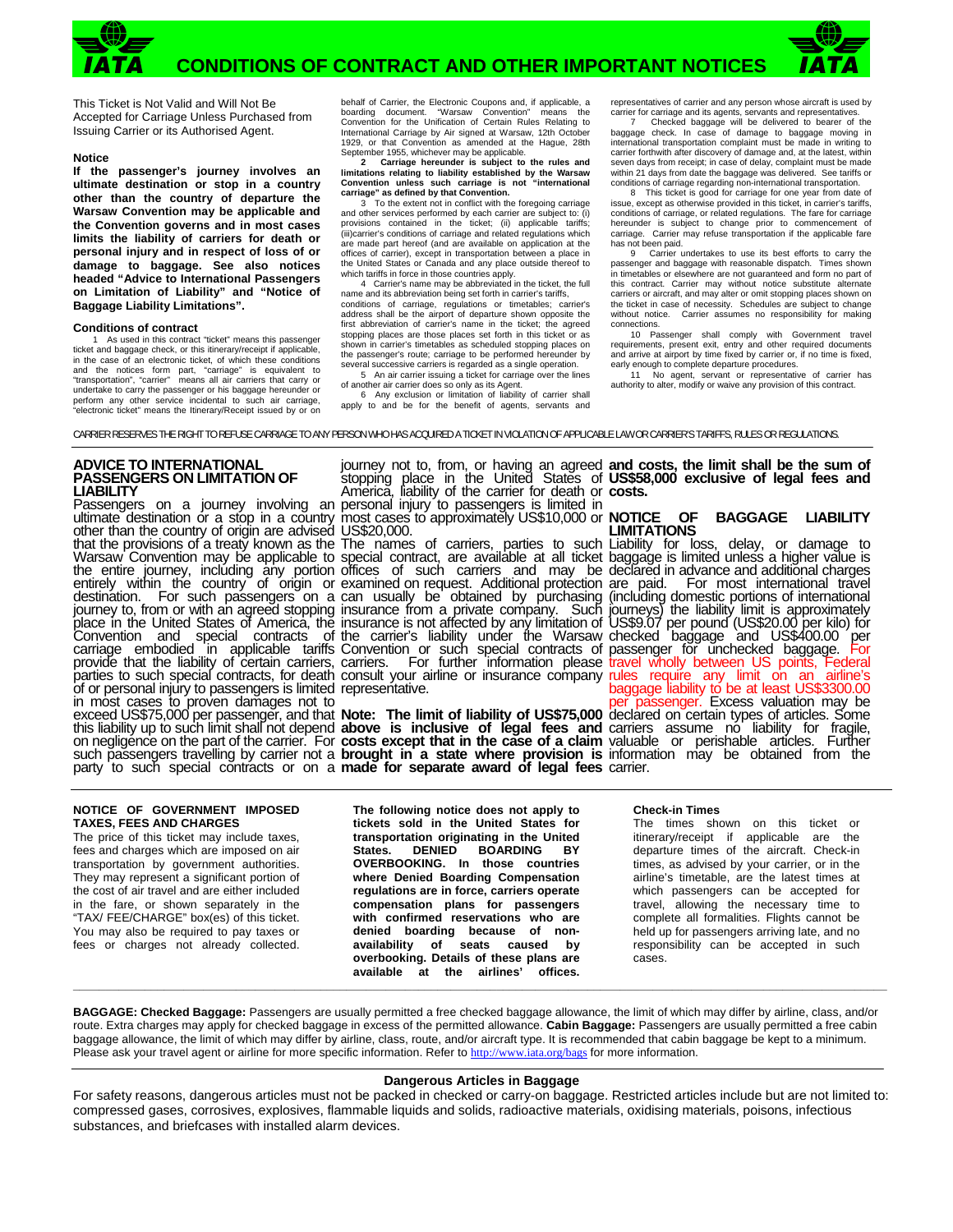# CONDITIONS OF CONTRACT AND OTHER IMPORTANT NOTICES

This Ticket is Not Valid and Will Not Be Accepted for Carriage Unless Purchased from Issuing Carrier or its Authorised Agent.

### Notice

**If the passenger's journey involves an ultimate destination or stop in a country other than the country of departure the Warsaw Convention may be applicable and the Convention governs and in most cases limits the liability of carriers for death or personal injury and in respect of loss of or damage to baggage. See also notices headed "Advice to International Passengers on Limitation of Liability" and "Notice of Baggage Liability Limitations".**

### Conditions of contract

1 As used in this contract "ticket" means this passenger ticket and baggage check, or this itinerary/receipt if applicable, in the case of an electronic ticket, of which these conditions and the notices form part, "carriage" is equivalent to "transportation", "carrier" means all air carriers that carry or undertake to carry the passenger or his baggage hereunder or perform any other service incidental to such air carriage, "electronic ticket" means the Itinerary/Receipt issued by or on behalf of Carrier, the Electronic Coupons and, if applicable, a boarding document. "Warsaw Convention" means the Convention for the Unification of Certain Rules Relating to International Carriage by Air signed at Warsaw, 12th October 1929, or that Convention as amended at the Hague, 28th September 1955, whichever may be applicable.

**2 Carriage hereunder is subject to the rules and limitations relating to liability established by the Warsaw Convention unless such carriage is not "international carriage" as defined by that Convention.**

3 To the extent not in conflict with the foregoing carriage and other services performed by each carrier are subject to: (i) provisions contained in the ticket; (ii) applicable tariffs; (iii)carrier's conditions of carriage and related regulations which are made part hereof (and are available on application at the offices of carrier), except in transportation between a place in the United States or Canada and any place outside thereof to which tariffs in force in those countries apply.

4 Carrier's name may be abbreviated in the ticket, the full name and its abbreviation being set forth in carrier's tariffs, conditions of carriage, regulations or timetables; carrier's address shall be the airport of departure shown opposite the first abbreviation of carrier's name in the ticket; the agreed stopping places are those places set forth in this ticket or as shown in carrier's timetables as scheduled stopping places on the passenger's route; carriage to be performed hereunder by several successive carriers is regarded as a single operation.

5 An air carrier issuing a ticket for carriage over the lines of another air carrier does so only as its Agent.

6 Any exclusion or limitation of liability of carrier shall apply to and be for the benefit of agents, servants and representatives of carrier and any person whose aircraft is used by carrier for carriage and its agents, servants and representatives.

7 Checked baggage will be delivered to bearer of the baggage check. In case of damage to baggage moving in international transportation complaint must be made in writing to carrier forthwith after discovery of damage and, at the latest, within seven days from receipt; in case of delay, complaint must be made within 21 days from date the baggage was delivered. See tariffs or conditions of carriage regarding non-international transportation.

8 This ticket is good for carriage for one year from date of issue, except as otherwise provided in this ticket, in carrier's tariffs, conditions of carriage, or related regulations. The fare for carriage hereunder is subject to change prior to commencement of carriage. Carrier may refuse transportation if the applicable fare has not been paid.

9 Carrier undertakes to use its best efforts to carry the passenger and baggage with reasonable dispatch. Times shown in timetables or elsewhere are not guaranteed and form no part of this contract. Carrier may without notice substitute alternate carriers or aircraft, and may alter or omit stopping places shown on the ticket in case of necessity. Schedules are subject to change without notice. Carrier assumes no responsibility for making connections.

10 Passenger shall comply with Government travel requirements, present exit, entry and other required documents and arrive at airport by time fixed by carrier or, if no time is fixed, early enough to complete departure procedures.

11 No agent, servant or representative of carrier has authority to alter, modify or waive any provision of this contract.

CARRIER RESERVES THE RIGHT TO REFUSE CARRIAGE TO ANY PERSON WHO HAS ACQUIRED A TICKET IN VIOLATION OF APPLICABLE LAW OR CARRIER'S TARIFFS, RULES OR REGULATIONS.

## ADVICE TO INTERNATIONAL PASSENGERS ON LIMITATION OF LIABILITY

Passengers on a journey involving an ultimate destination or a stop in a country other than the country of origin are advised that the provisions of a treaty known as the Warsaw Convention may be applicable to the entire journey, including any portion entirely within the country of origin or destination. For such passengers on a journey to, from or with an agreed stopping place in the United States of America, the Convention and special contracts of carriage embodied in applicable tariffs provide that the liability of certain carriers, parties to such special contracts, for death of or personal injury to passengers is limited in most cases to proven damages not to exceed US$75,000 per passenger, and that this liability up to such limit shall not depend on negligence on the part of the carrier. For such passengers travelling by carrier not a party to such special contracts or on a journey not to, from, or having an agreed stopping place in the United States of America, liability of the carrier for death or personal injury to passengers is limited in most cases to approximately US$10,000 or US$20,000.

The names of carriers, parties to such special contract, are available at all ticket offices of such carriers and may be examined on request. Additional protection can usually be obtained by purchasing insurance from a private company. Such insurance is not affected by any limitation of the carrier's liability under the Warsaw Convention or such special contracts of carriage. For further information please consult your airline or insurance company representative.

**Note: The limit of liability of US$75,000 above is inclusive of legal fees and costs except that in the case of a claim brought in a state where provision is made for separate award of legal fees and costs, the limit shall be the sum of US$58,000 exclusive of legal fees and costs.**

## NOTICE OF BAGGAGE LIABILITY LIMITATIONS

Liability for loss, delay, or damage to baggage is limited unless a higher value is declared in advance and additional charges are paid. For most international travel (including domestic portions of international journeys) the liability limit is approximately US$9.07 per pound (US$20.00 per kilo) for checked baggage and US$400.00 per passenger for unchecked baggage. For travel wholly between US points, Federal rules require any limit on an airline's baggage liability to be at least US$3300.00 per passenger. Excess valuation may be declared on certain types of articles. Some carriers assume no liability for fragile, valuable or perishable articles. Further information may be obtained from the carrier.

### NOTICE OF GOVERNMENT IMPOSED TAXES, FEES AND CHARGES

The price of this ticket may include taxes, fees and charges which are imposed on air transportation by government authorities. They may represent a significant portion of the cost of air travel and are either included in the fare, or shown separately in the "TAX/ FEE/CHARGE" box(es) of this ticket. You may also be required to pay taxes or fees or charges not already collected.

**The following notice does not apply to tickets sold in the United States for transportation originating in the United States. DENIED BOARDING BY OVERBOOKING. In those countries where Denied Boarding Compensation regulations are in force, carriers operate compensation plans for passengers with confirmed reservations who are denied boarding because of non-availability of seats caused by overbooking. Details of these plans are available at the airlines' offices.**

### Check-in Times

The times shown on this ticket or itinerary/receipt if applicable are the departure times of the aircraft. Check-in times, as advised by your carrier, or in the airline's timetable, are the latest times at which passengers can be accepted for travel, allowing the necessary time to complete all formalities. Flights cannot be held up for passengers arriving late, and no responsibility can be accepted in such cases.

**BAGGAGE: Checked Baggage:** Passengers are usually permitted a free checked baggage allowance, the limit of which may differ by airline, class, and/or route. Extra charges may apply for checked baggage in excess of the permitted allowance. **Cabin Baggage:** Passengers are usually permitted a free cabin baggage allowance, the limit of which may differ by airline, class, route, and/or aircraft type. It is recommended that cabin baggage be kept to a minimum. Please ask your travel agent or airline for more specific information. Refer to http://www.iata.org/bags for more information.

### Dangerous Articles in Baggage

For safety reasons, dangerous articles must not be packed in checked or carry-on baggage. Restricted articles include but are not limited to: compressed gases, corrosives, explosives, flammable liquids and solids, radioactive materials, oxidising materials, poisons, infectious substances, and briefcases with installed alarm devices.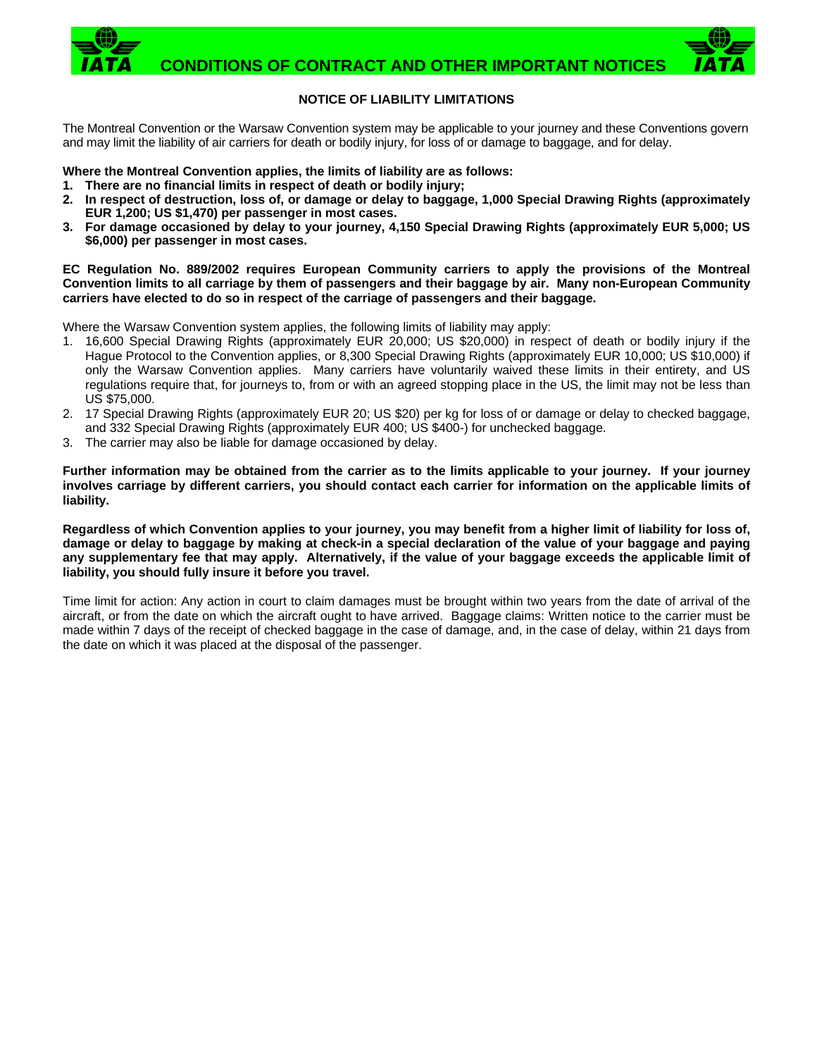# CONDITIONS OF CONTRACT AND OTHER IMPORTANT NOTICES

## NOTICE OF LIABILITY LIMITATIONS

The Montreal Convention or the Warsaw Convention system may be applicable to your journey and these Conventions govern and may limit the liability of air carriers for death or bodily injury, for loss of or damage to baggage, and for delay.

**Where the Montreal Convention applies, the limits of liability are as follows:**

1. **There are no financial limits in respect of death or bodily injury;**
2. **In respect of destruction, loss of, or damage or delay to baggage, 1,000 Special Drawing Rights (approximately EUR 1,200; US $1,470) per passenger in most cases.**
3. **For damage occasioned by delay to your journey, 4,150 Special Drawing Rights (approximately EUR 5,000; US $6,000) per passenger in most cases.**

**EC Regulation No. 889/2002 requires European Community carriers to apply the provisions of the Montreal Convention limits to all carriage by them of passengers and their baggage by air. Many non-European Community carriers have elected to do so in respect of the carriage of passengers and their baggage.**

Where the Warsaw Convention system applies, the following limits of liability may apply:

1. 16,600 Special Drawing Rights (approximately EUR 20,000; US $20,000) in respect of death or bodily injury if the Hague Protocol to the Convention applies, or 8,300 Special Drawing Rights (approximately EUR 10,000; US $10,000) if only the Warsaw Convention applies. Many carriers have voluntarily waived these limits in their entirety, and US regulations require that, for journeys to, from or with an agreed stopping place in the US, the limit may not be less than US $75,000.
2. 17 Special Drawing Rights (approximately EUR 20; US $20) per kg for loss of or damage or delay to checked baggage, and 332 Special Drawing Rights (approximately EUR 400; US $400-) for unchecked baggage.
3. The carrier may also be liable for damage occasioned by delay.

**Further information may be obtained from the carrier as to the limits applicable to your journey. If your journey involves carriage by different carriers, you should contact each carrier for information on the applicable limits of liability.**

**Regardless of which Convention applies to your journey, you may benefit from a higher limit of liability for loss of, damage or delay to baggage by making at check-in a special declaration of the value of your baggage and paying any supplementary fee that may apply. Alternatively, if the value of your baggage exceeds the applicable limit of liability, you should fully insure it before you travel.**

Time limit for action: Any action in court to claim damages must be brought within two years from the date of arrival of the aircraft, or from the date on which the aircraft ought to have arrived. Baggage claims: Written notice to the carrier must be made within 7 days of the receipt of checked baggage in the case of damage, and, in the case of delay, within 21 days from the date on which it was placed at the disposal of the passenger.